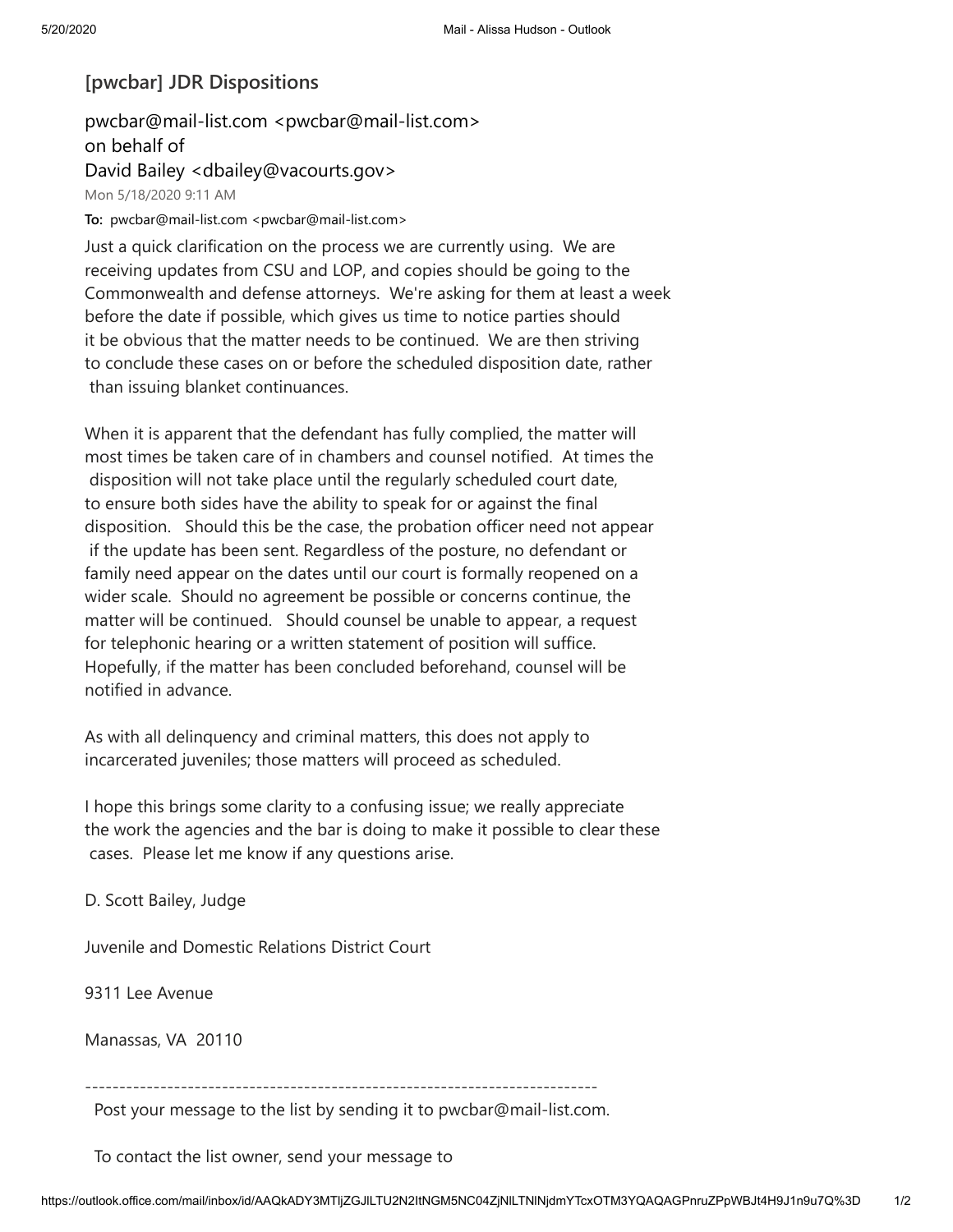## [pwcbar] JDR Dispositions

pwcbar@mail-list.com <pwcbar@mail-list.com>
on behalf of
David Bailey <dbailey@vacourts.gov>

Mon 5/18/2020 9:11 AM

**To:** pwcbar@mail-list.com <pwcbar@mail-list.com>

Just a quick clarification on the process we are currently using. We are receiving updates from CSU and LOP, and copies should be going to the Commonwealth and defense attorneys. We're asking for them at least a week before the date if possible, which gives us time to notice parties should it be obvious that the matter needs to be continued. We are then striving to conclude these cases on or before the scheduled disposition date, rather than issuing blanket continuances.

When it is apparent that the defendant has fully complied, the matter will most times be taken care of in chambers and counsel notified. At times the disposition will not take place until the regularly scheduled court date, to ensure both sides have the ability to speak for or against the final disposition. Should this be the case, the probation officer need not appear if the update has been sent. Regardless of the posture, no defendant or family need appear on the dates until our court is formally reopened on a wider scale. Should no agreement be possible or concerns continue, the matter will be continued. Should counsel be unable to appear, a request for telephonic hearing or a written statement of position will suffice. Hopefully, if the matter has been concluded beforehand, counsel will be notified in advance.

As with all delinquency and criminal matters, this does not apply to incarcerated juveniles; those matters will proceed as scheduled.

I hope this brings some clarity to a confusing issue; we really appreciate the work the agencies and the bar is doing to make it possible to clear these cases. Please let me know if any questions arise.

D. Scott Bailey, Judge

Juvenile and Domestic Relations District Court

9311 Lee Avenue

Manassas, VA 20110

---

Post your message to the list by sending it to pwcbar@mail-list.com.

To contact the list owner, send your message to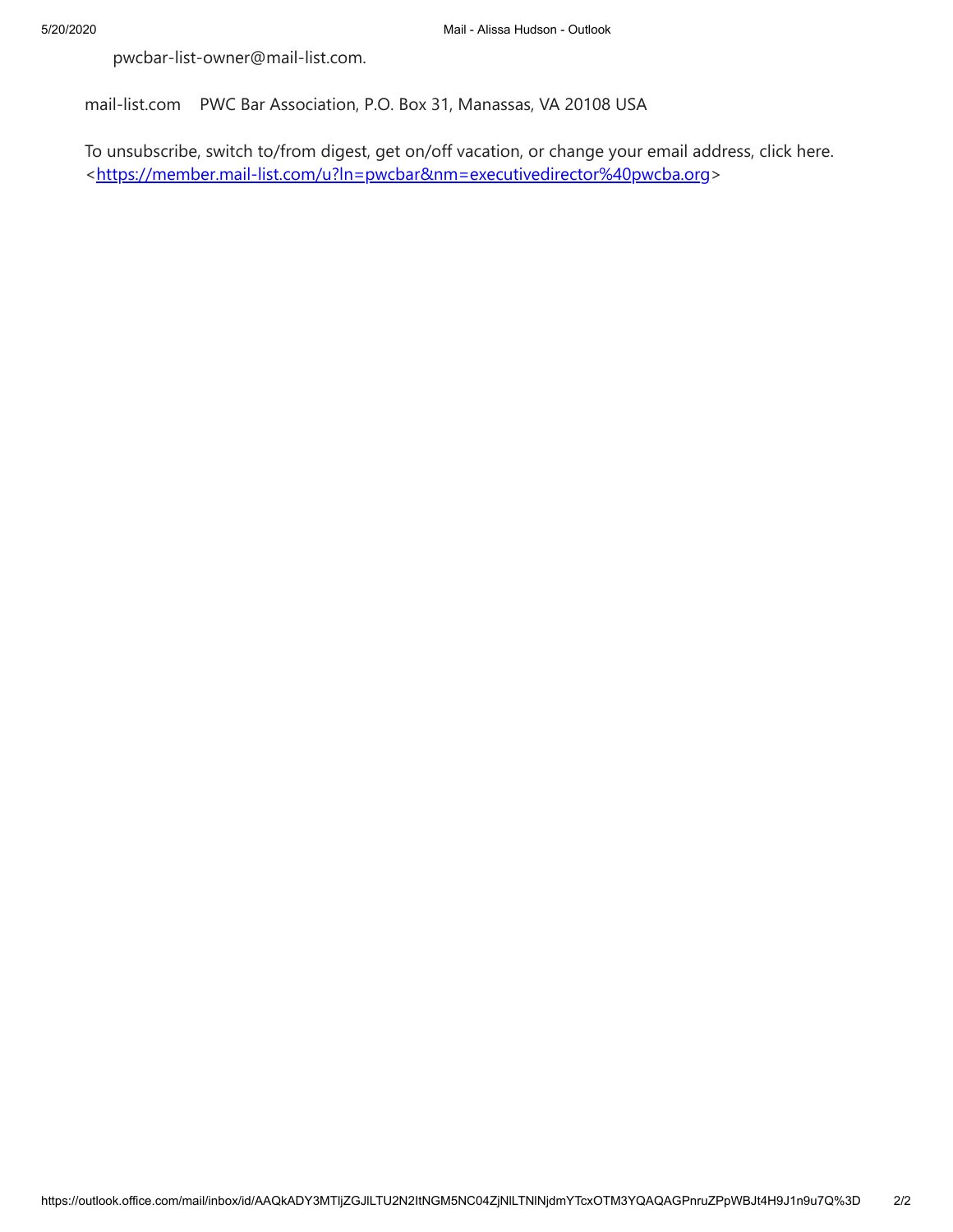pwcbar-list-owner@mail-list.com.

mail-list.com PWC Bar Association, P.O. Box 31, Manassas, VA 20108 USA

To unsubscribe, switch to/from digest, get on/off vacation, or change your email address, click here.
<https://member.mail-list.com/u?ln=pwcbar&nm=executivedirector%40pwcba.org>